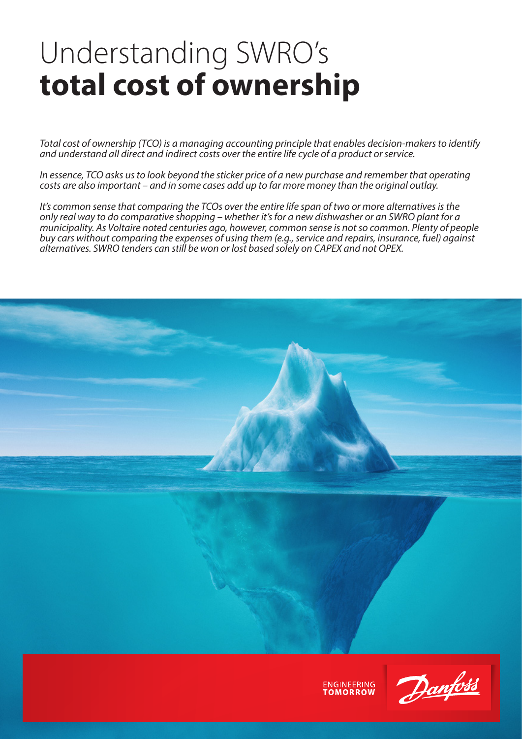# Understanding SWRO's **total cost of ownership**

*Total cost of ownership (TCO) is a managing accounting principle that enables decision-makers to identify and understand all direct and indirect costs over the entire life cycle of a product or service.*

*In essence, TCO asks us to look beyond the sticker price of a new purchase and remember that operating costs are also important – and in some cases add up to far more money than the original outlay.*

*It's common sense that comparing the TCOs over the entire life span of two or more alternatives is the only real way to do comparative shopping – whether it's for a new dishwasher or an SWRO plant for a municipality. As Voltaire noted centuries ago, however, common sense is not so common. Plenty of people buy cars without comparing the expenses of using them (e.g., service and repairs, insurance, fuel) against alternatives. SWRO tenders can still be won or lost based solely on CAPEX and not OPEX.*

ENGINEERING TOMORROW

Danfoss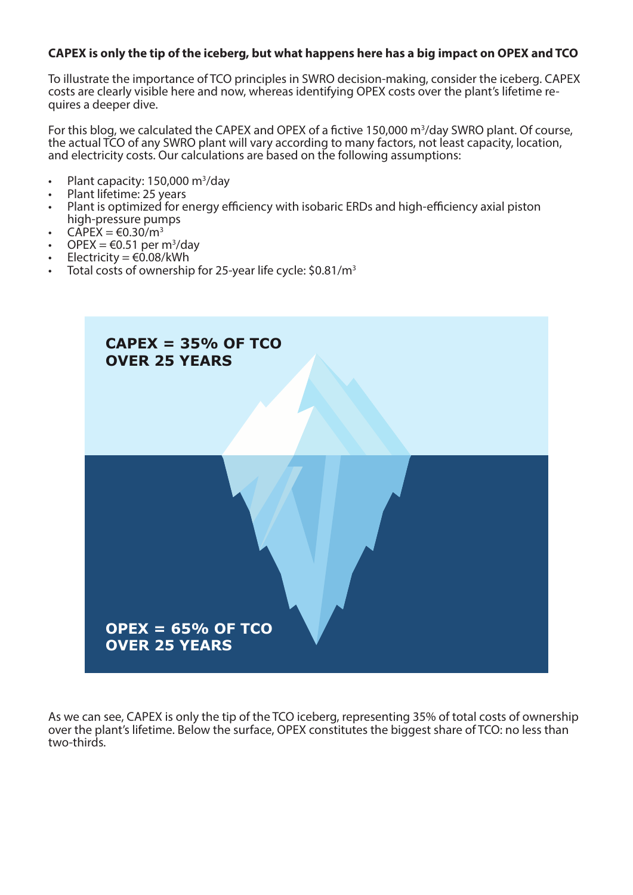**CAPEX is only the tip of the iceberg, but what happens here has a big impact on OPEX and TCO**

To illustrate the importance of TCO principles in SWRO decision-making, consider the iceberg. CAPEX costs are clearly visible here and now, whereas identifying OPEX costs over the plant's lifetime requires a deeper dive.

For this blog, we calculated the CAPEX and OPEX of a fictive 150,000 $m^3$/day SWRO plant. Of course, the actual TCO of any SWRO plant will vary according to many factors, not least capacity, location, and electricity costs. Our calculations are based on the following assumptions:

- Plant capacity: 150,000 $m^3$/day
- Plant lifetime: 25 years
- Plant is optimized for energy efficiency with isobaric ERDs and high-efficiency axial piston high-pressure pumps
- CAPEX = €0.30/$m^3$
- OPEX = €0.51 per $m^3$/day
- Electricity = €0.08/kWh
- Total costs of ownership for 25-year life cycle: $0.81/$m^3$

**CAPEX = 35% OF TCO OVER 25 YEARS**

**OPEX = 65% OF TCO OVER 25 YEARS**

As we can see, CAPEX is only the tip of the TCO iceberg, representing 35% of total costs of ownership over the plant's lifetime. Below the surface, OPEX constitutes the biggest share of TCO: no less than two-thirds.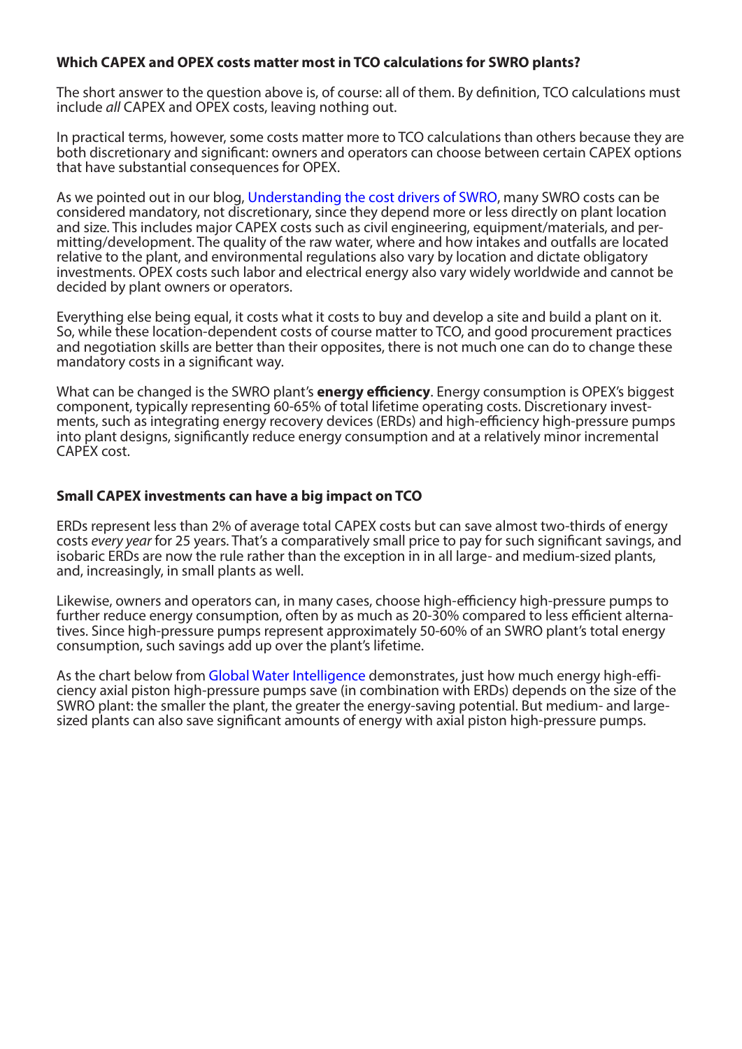**Which CAPEX and OPEX costs matter most in TCO calculations for SWRO plants?**

The short answer to the question above is, of course: all of them. By definition, TCO calculations must include *all* CAPEX and OPEX costs, leaving nothing out.

In practical terms, however, some costs matter more to TCO calculations than others because they are both discretionary and significant: owners and operators can choose between certain CAPEX options that have substantial consequences for OPEX.

As we pointed out in our blog, Understanding the cost drivers of SWRO, many SWRO costs can be considered mandatory, not discretionary, since they depend more or less directly on plant location and size. This includes major CAPEX costs such as civil engineering, equipment/materials, and permitting/development. The quality of the raw water, where and how intakes and outfalls are located relative to the plant, and environmental regulations also vary by location and dictate obligatory investments. OPEX costs such labor and electrical energy also vary widely worldwide and cannot be decided by plant owners or operators.

Everything else being equal, it costs what it costs to buy and develop a site and build a plant on it. So, while these location-dependent costs of course matter to TCO, and good procurement practices and negotiation skills are better than their opposites, there is not much one can do to change these mandatory costs in a significant way.

What can be changed is the SWRO plant's **energy efficiency**. Energy consumption is OPEX's biggest component, typically representing 60-65% of total lifetime operating costs. Discretionary investments, such as integrating energy recovery devices (ERDs) and high-efficiency high-pressure pumps into plant designs, significantly reduce energy consumption and at a relatively minor incremental CAPEX cost.

**Small CAPEX investments can have a big impact on TCO**

ERDs represent less than 2% of average total CAPEX costs but can save almost two-thirds of energy costs *every year* for 25 years. That's a comparatively small price to pay for such significant savings, and isobaric ERDs are now the rule rather than the exception in in all large- and medium-sized plants, and, increasingly, in small plants as well.

Likewise, owners and operators can, in many cases, choose high-efficiency high-pressure pumps to further reduce energy consumption, often by as much as 20-30% compared to less efficient alternatives. Since high-pressure pumps represent approximately 50-60% of an SWRO plant's total energy consumption, such savings add up over the plant's lifetime.

As the chart below from Global Water Intelligence demonstrates, just how much energy high-efficiency axial piston high-pressure pumps save (in combination with ERDs) depends on the size of the SWRO plant: the smaller the plant, the greater the energy-saving potential. But medium- and large-sized plants can also save significant amounts of energy with axial piston high-pressure pumps.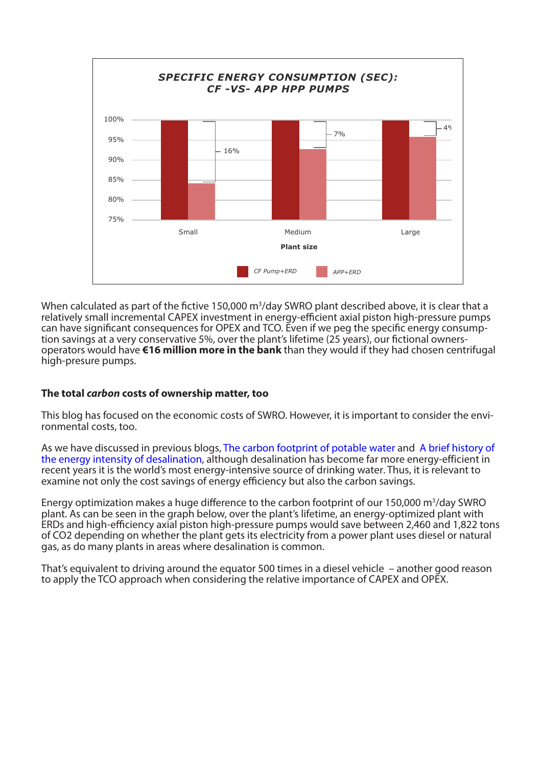**SPECIFIC ENERGY CONSUMPTION (SEC): CF -VS- APP HPP PUMPS**

| Plant size | CF Pump+ERD | APP+ERD | Difference |
|---|---|---|---|
| Small | 100% | ~84% | 16% |
| Medium | 100% | ~93% | 7% |
| Large | 100% | ~96% | 4% |

When calculated as part of the fictive 150,000 m³/day SWRO plant described above, it is clear that a relatively small incremental CAPEX investment in energy-efficient axial piston high-pressure pumps can have significant consequences for OPEX and TCO. Even if we peg the specific energy consumption savings at a very conservative 5%, over the plant's lifetime (25 years), our fictional owners-operators would have **€16 million more in the bank** than they would if they had chosen centrifugal high-presure pumps.

### The total *carbon* costs of ownership matter, too

This blog has focused on the economic costs of SWRO. However, it is important to consider the environmental costs, too.

As we have discussed in previous blogs, The carbon footprint of potable water and A brief history of the energy intensity of desalination, although desalination has become far more energy-efficient in recent years it is the world's most energy-intensive source of drinking water. Thus, it is relevant to examine not only the cost savings of energy efficiency but also the carbon savings.

Energy optimization makes a huge difference to the carbon footprint of our 150,000 m³/day SWRO plant. As can be seen in the graph below, over the plant's lifetime, an energy-optimized plant with ERDs and high-efficiency axial piston high-pressure pumps would save between 2,460 and 1,822 tons of $CO_2$ depending on whether the plant gets its electricity from a power plant uses diesel or natural gas, as do many plants in areas where desalination is common.

That's equivalent to driving around the equator 500 times in a diesel vehicle – another good reason to apply the TCO approach when considering the relative importance of CAPEX and OPEX.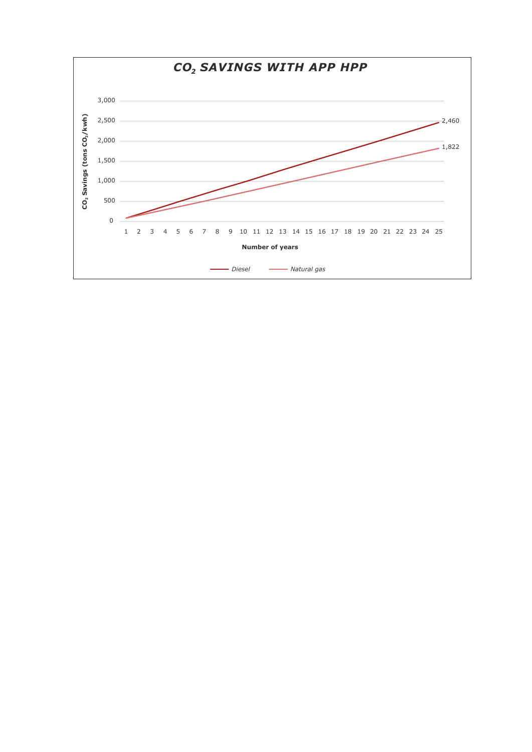## $CO_2$ SAVINGS WITH APP HPP

$CO_2$ Savings (tons $CO_2$/kwh)

3,000
2,500
2,000
1,500
1,000
500
0

1 2 3 4 5 6 7 8 9 10 11 12 13 14 15 16 17 18 19 20 21 22 23 24 25

**Number of years**

2,460

1,822

*Diesel* *Natural gas*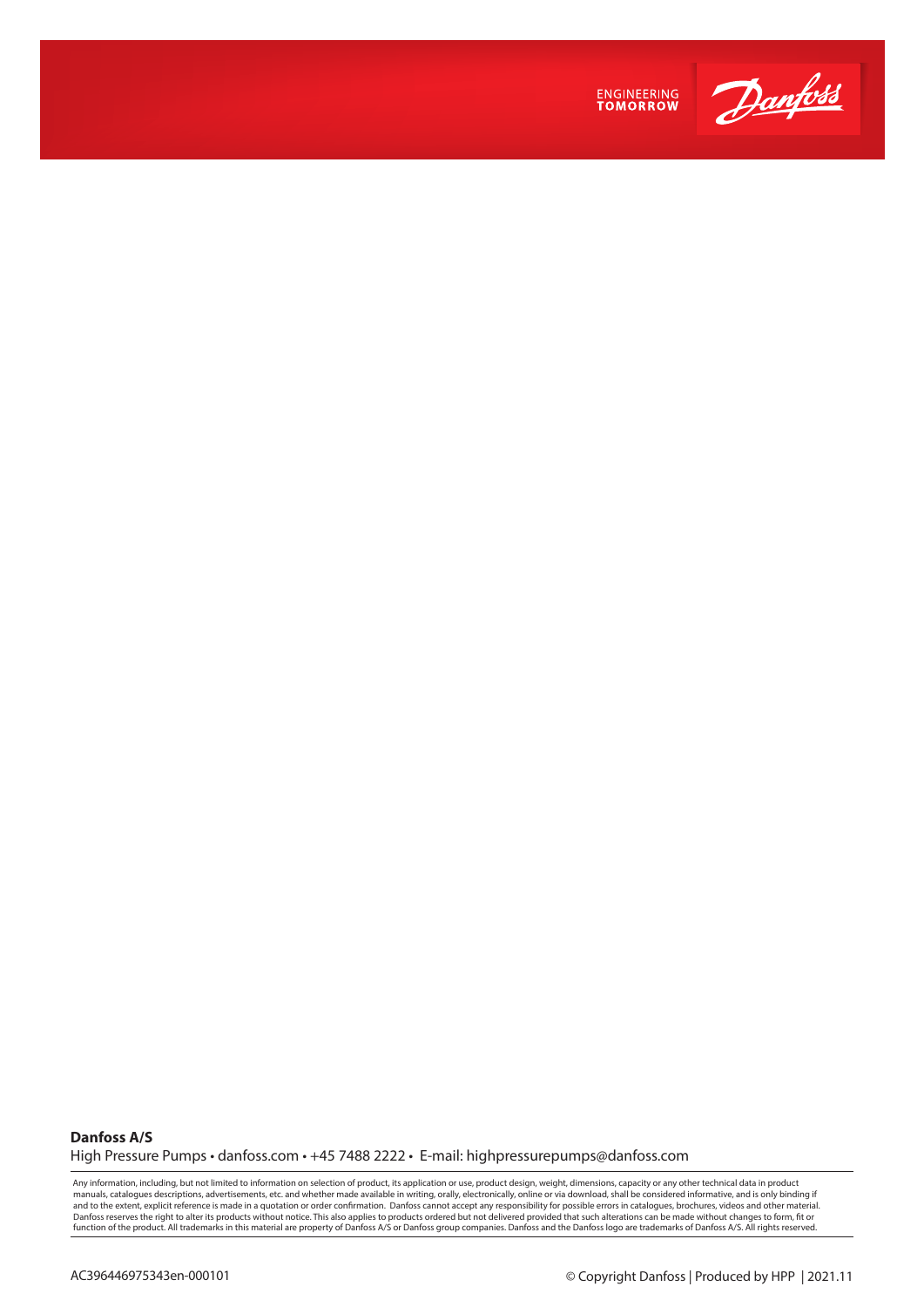ENGINEERING
TOMORROW

Danfoss

**Danfoss A/S**
High Pressure Pumps • danfoss.com • +45 7488 2222 • E-mail: highpressurepumps@danfoss.com

Any information, including, but not limited to information on selection of product, its application or use, product design, weight, dimensions, capacity or any other technical data in product manuals, catalogues descriptions, advertisements, etc. and whether made available in writing, orally, electronically, online or via download, shall be considered informative, and is only binding if and to the extent, explicit reference is made in a quotation or order confirmation. Danfoss cannot accept any responsibility for possible errors in catalogues, brochures, videos and other material. Danfoss reserves the right to alter its products without notice. This also applies to products ordered but not delivered provided that such alterations can be made without changes to form, fit or function of the product. All trademarks in this material are property of Danfoss A/S or Danfoss group companies. Danfoss and the Danfoss logo are trademarks of Danfoss A/S. All rights reserved.

AC396446975343en-000101

© Copyright Danfoss | Produced by HPP | 2021.11